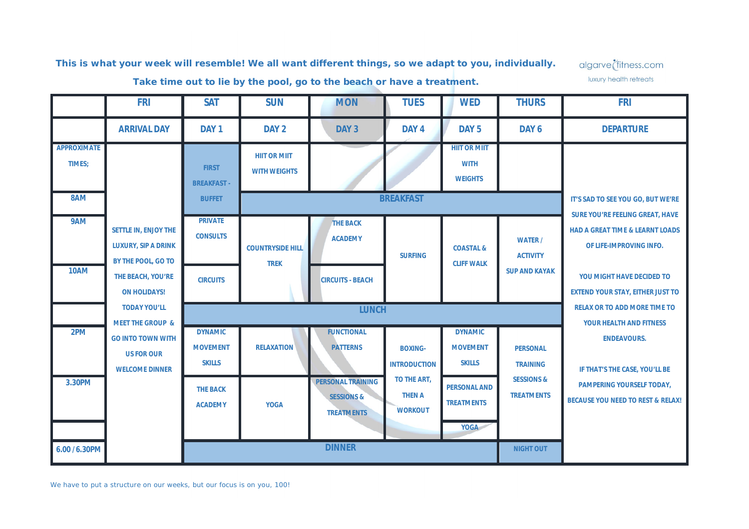This is what your week will resemble! We all want different things, so we adapt to you, individually.

Take time out to lie by the pool, go to the beach or have a treatment.

algarvefitness.com

luxury health retreats

| | FRI | SAT | SUN | MON | TUES | WED | THURS | FRI |
|---|---|---|---|---|---|---|---|---|
| | ARRIVAL DAY | DAY 1 | DAY 2 | DAY 3 | DAY 4 | DAY 5 | DAY 6 | DEPARTURE |
| APPROXIMATE TIMES; | SETTLE IN, ENJOY THE LUXURY, SIP A DRINK BY THE POOL, GO TO THE BEACH, YOU'RE ON HOLIDAYS! TODAY YOU'LL MEET THE GROUP & GO INTO TOWN WITH US FOR OUR WELCOME DINNER | FIRST BREAKFAST - BUFFET | HIIT OR MIIT WITH WEIGHTS | | | HIIT OR MIIT WITH WEIGHTS | | IT'S SAD TO SEE YOU GO, BUT WE'RE SURE YOU'RE FEELING GREAT, HAVE HAD A GREAT TIME & LEARNT LOADS OF LIFE-IMPROVING INFO. YOU MIGHT HAVE DECIDED TO EXTEND YOUR STAY, EITHER JUST TO RELAX OR TO ADD MORE TIME TO YOUR HEALTH AND FITNESS ENDEAVOURS. IF THAT'S THE CASE, YOU'LL BE PAMPERING YOURSELF TODAY, BECAUSE YOU NEED TO REST & RELAX! |
| 8AM | | | BREAKFAST | | | | | |
| 9AM | | PRIVATE CONSULTS | COUNTRYSIDE HILL TREK | THE BACK ACADEMY | SURFING | COASTAL & CLIFF WALK | WATER / ACTIVITY SUP AND KAYAK | |
| 10AM | | CIRCUITS | | CIRCUITS - BEACH | | | | |
| | | LUNCH | | | | | | |
| 2PM | | DYNAMIC MOVEMENT SKILLS | RELAXATION | FUNCTIONAL PATTERNS | BOXING- INTRODUCTION TO THE ART, THEN A WORKOUT | DYNAMIC MOVEMENT SKILLS | PERSONAL TRAINING SESSIONS & TREATMENTS | |
| 3.30PM | | THE BACK ACADEMY | YOGA | PERSONAL TRAINING SESSIONS & TREATMENTS | | PERSONAL AND TREATMENTS | | |
| | | | | | | YOGA | | |
| 6.00 / 6.30PM | | DINNER | | | | | NIGHT OUT | |

We have to put a structure on our weeks, but our focus is on you, 100!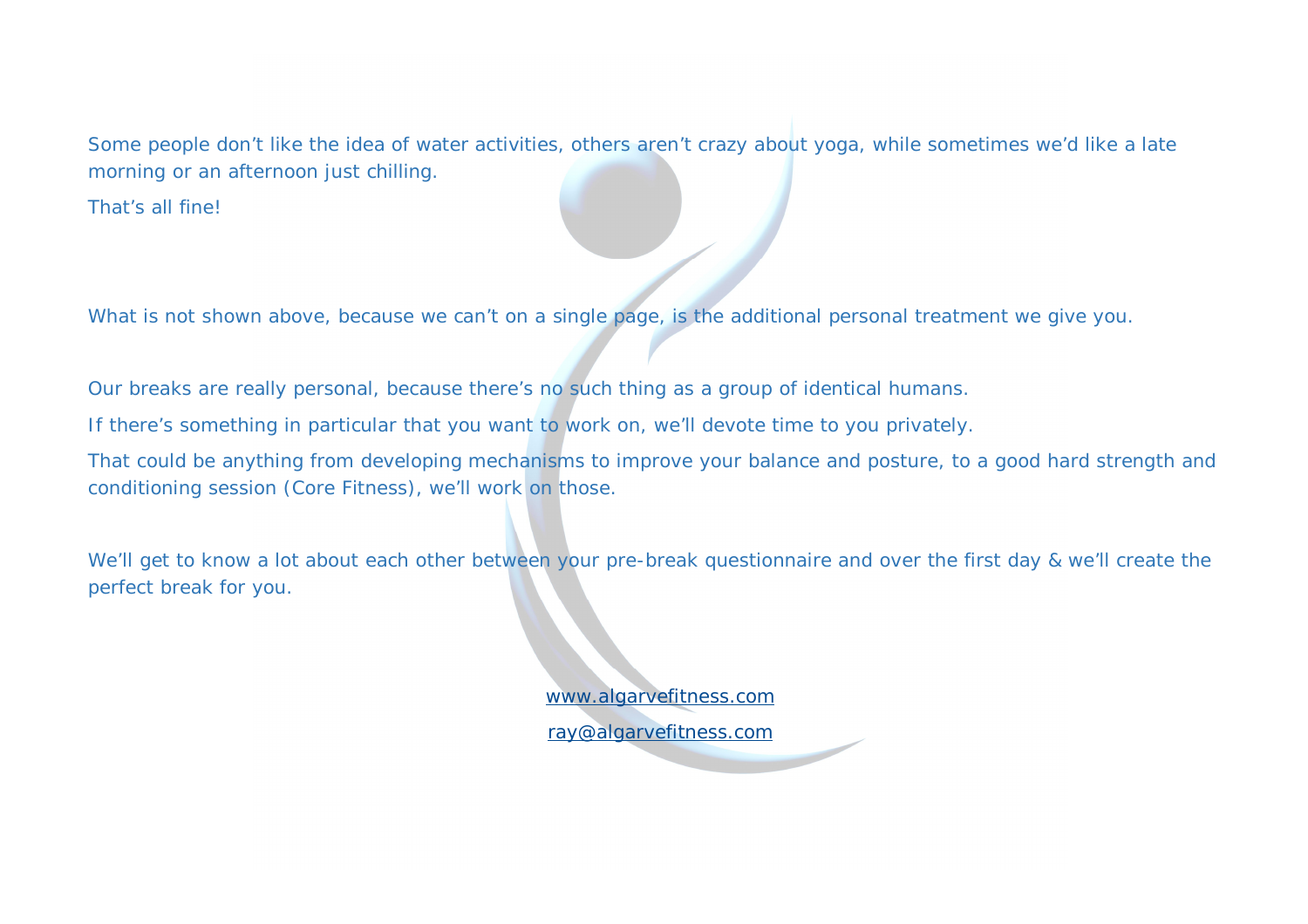Some people don't like the idea of water activities, others aren't crazy about yoga, while sometimes we'd like a late morning or an afternoon just chilling.

That's all fine!

What is not shown above, because we can't on a single page, is the additional personal treatment we give you.

Our breaks are really personal, because there's no such thing as a group of identical humans.

If there's something in particular that you want to work on, we'll devote time to you privately.

That could be anything from developing mechanisms to improve your balance and posture, to a good hard strength and conditioning session (Core Fitness), we'll work on those.

We'll get to know a lot about each other between your pre-break questionnaire and over the first day & we'll create the perfect break for you.

[www.algarvefitness.com](http://www.algarvefitness.com)

[ray@algarvefitness.com](mailto:ray@algarvefitness.com)